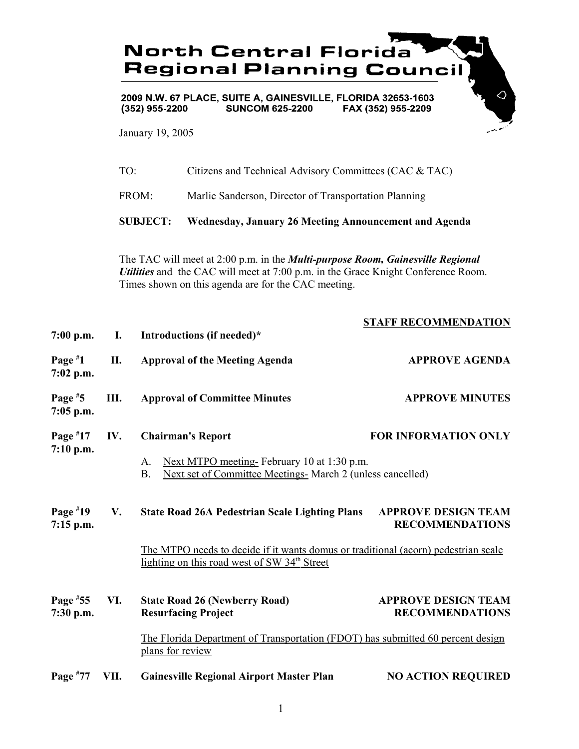# North Central Florida Regional Planning Council

**2009 N.W. 67 PLACE, SUITE A, GAINESVILLE, FLORIDA 32653-1603**
**(352) 955-2200 SUNCOM 625-2200 FAX (352) 955-2209**

January 19, 2005

TO: Citizens and Technical Advisory Committees (CAC & TAC)

FROM: Marlie Sanderson, Director of Transportation Planning

**SUBJECT: Wednesday, January 26 Meeting Announcement and Agenda**

The TAC will meet at 2:00 p.m. in the ***Multi-purpose Room, Gainesville Regional Utilities*** and the CAC will meet at 7:00 p.m. in the Grace Knight Conference Room. Times shown on this agenda are for the CAC meeting.

| | | | STAFF RECOMMENDATION |
|---|---|---|---|
| 7:00 p.m. | I. | **Introductions (if needed)*** | |
| Page #1<br>7:02 p.m. | II. | **Approval of the Meeting Agenda** | **APPROVE AGENDA** |
| Page #5<br>7:05 p.m. | III. | **Approval of Committee Minutes** | **APPROVE MINUTES** |
| Page #17<br>7:10 p.m. | IV. | **Chairman's Report**<br>A. Next MTPO meeting- February 10 at 1:30 p.m.<br>B. Next set of Committee Meetings- March 2 (unless cancelled) | **FOR INFORMATION ONLY** |
| Page #19<br>7:15 p.m. | V. | **State Road 26A Pedestrian Scale Lighting Plans**<br>The MTPO needs to decide if it wants domus or traditional (acorn) pedestrian scale lighting on this road west of SW 34th Street | **APPROVE DESIGN TEAM RECOMMENDATIONS** |
| Page #55<br>7:30 p.m. | VI. | **State Road 26 (Newberry Road) Resurfacing Project**<br>The Florida Department of Transportation (FDOT) has submitted 60 percent design plans for review | **APPROVE DESIGN TEAM RECOMMENDATIONS** |
| Page #77 | VII. | **Gainesville Regional Airport Master Plan** | **NO ACTION REQUIRED** |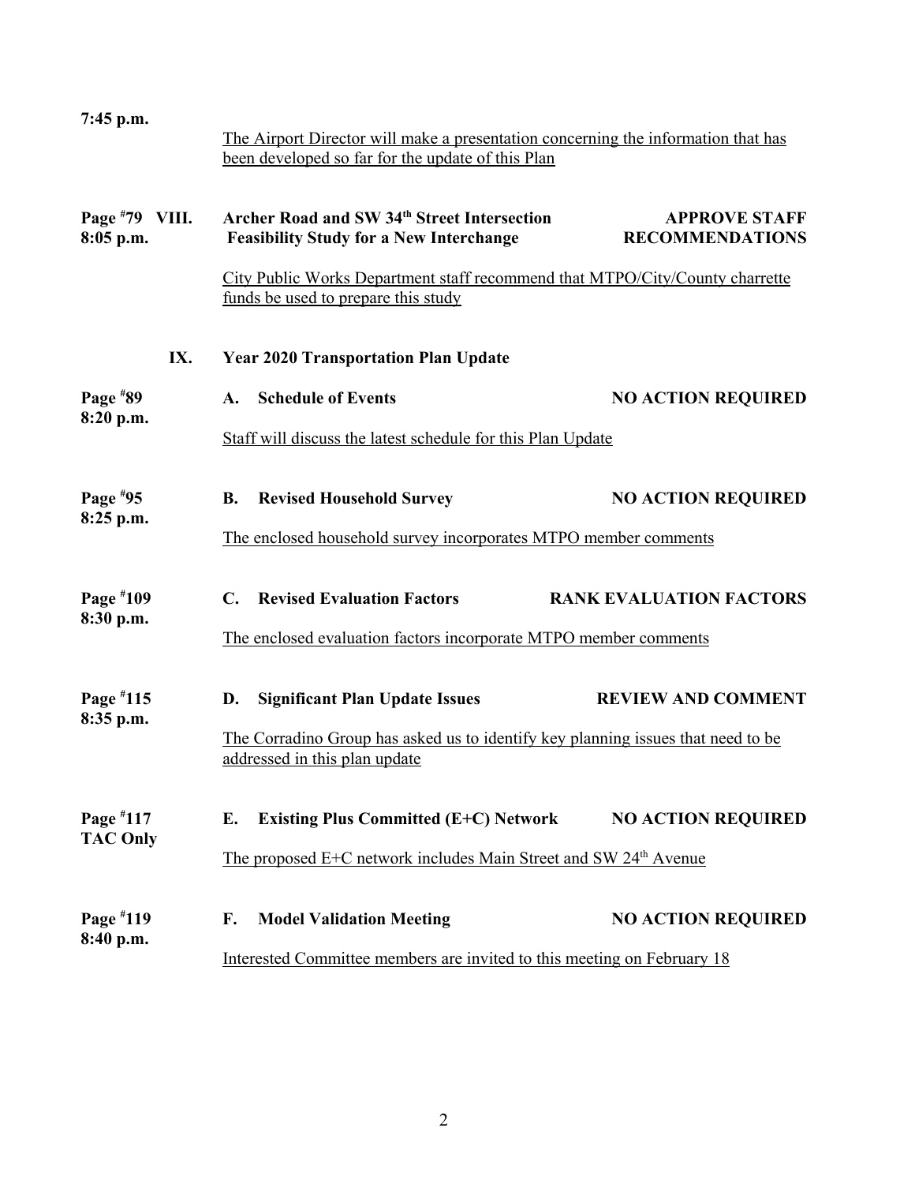**7:45 p.m.**

The Airport Director will make a presentation concerning the information that has been developed so far for the update of this Plan

**Page #79 VIII. Archer Road and SW 34th Street Intersection Feasibility Study for a New Interchange** — **APPROVE STAFF RECOMMENDATIONS**
**8:05 p.m.**

City Public Works Department staff recommend that MTPO/City/County charrette funds be used to prepare this study

**IX. Year 2020 Transportation Plan Update**

**Page #89 — A. Schedule of Events** — **NO ACTION REQUIRED**
**8:20 p.m.**

Staff will discuss the latest schedule for this Plan Update

**Page #95 — B. Revised Household Survey** — **NO ACTION REQUIRED**
**8:25 p.m.**

The enclosed household survey incorporates MTPO member comments

**Page #109 — C. Revised Evaluation Factors** — **RANK EVALUATION FACTORS**
**8:30 p.m.**

The enclosed evaluation factors incorporate MTPO member comments

**Page #115 — D. Significant Plan Update Issues** — **REVIEW AND COMMENT**
**8:35 p.m.**

The Corradino Group has asked us to identify key planning issues that need to be addressed in this plan update

**Page #117 — E. Existing Plus Committed (E+C) Network** — **NO ACTION REQUIRED**
**TAC Only**

The proposed E+C network includes Main Street and SW 24th Avenue

**Page #119 — F. Model Validation Meeting** — **NO ACTION REQUIRED**
**8:40 p.m.**

Interested Committee members are invited to this meeting on February 18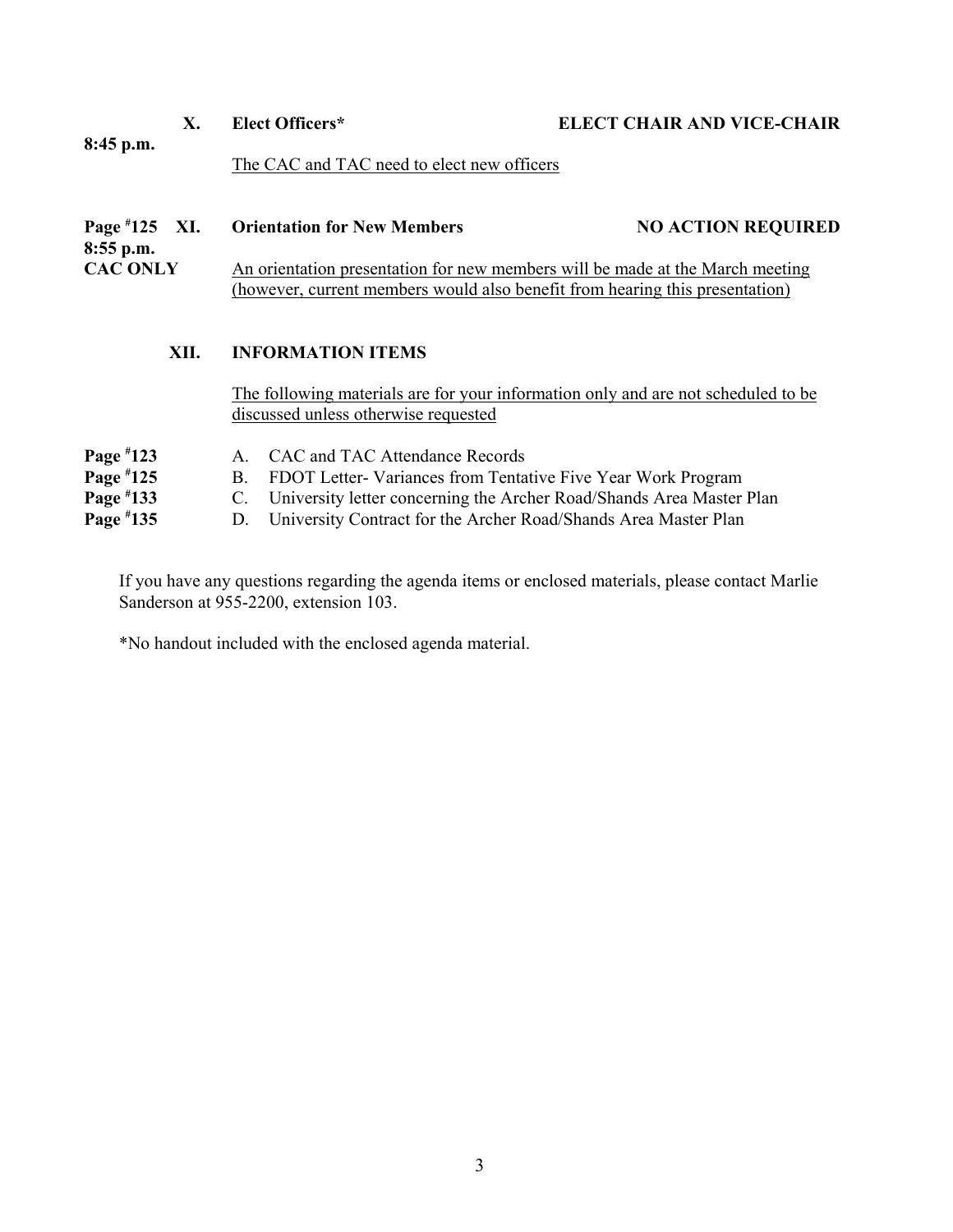**8:45 p.m.** **X. Elect Officers*** **ELECT CHAIR AND VICE-CHAIR**

The CAC and TAC need to elect new officers

**Page #125** **XI. Orientation for New Members** **NO ACTION REQUIRED**
**8:55 p.m.**
**CAC ONLY**

An orientation presentation for new members will be made at the March meeting (however, current members would also benefit from hearing this presentation)

**XII. INFORMATION ITEMS**

The following materials are for your information only and are not scheduled to be discussed unless otherwise requested

**Page #123** A. CAC and TAC Attendance Records
**Page #125** B. FDOT Letter- Variances from Tentative Five Year Work Program
**Page #133** C. University letter concerning the Archer Road/Shands Area Master Plan
**Page #135** D. University Contract for the Archer Road/Shands Area Master Plan

If you have any questions regarding the agenda items or enclosed materials, please contact Marlie Sanderson at 955-2200, extension 103.

*No handout included with the enclosed agenda material.